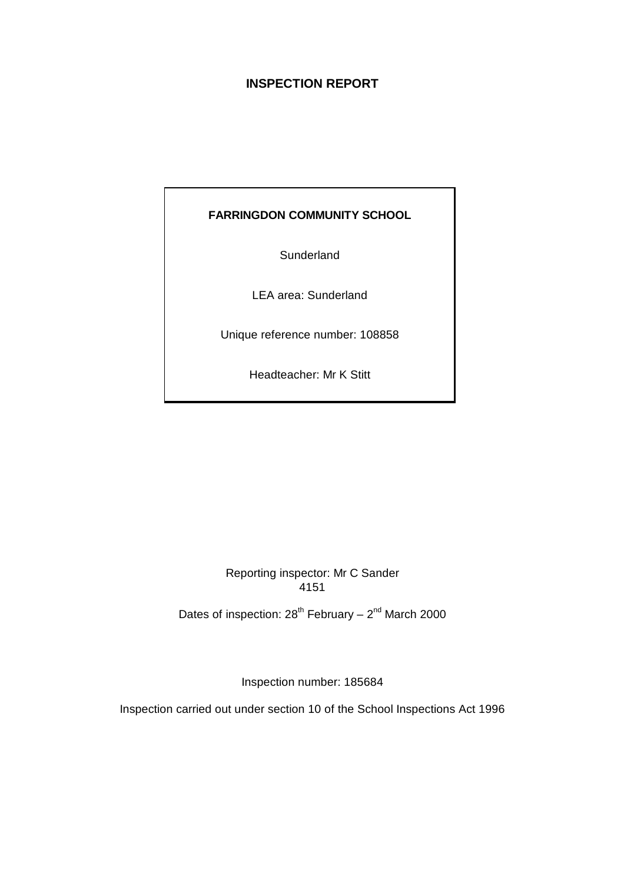# INSPECTION REPORT

**FARRINGDON COMMUNITY SCHOOL**

Sunderland

LEA area: Sunderland

Unique reference number: 108858

Headteacher: Mr K Stitt

Reporting inspector: Mr C Sander
4151

Dates of inspection: 28th February – 2nd March 2000

Inspection number: 185684

Inspection carried out under section 10 of the School Inspections Act 1996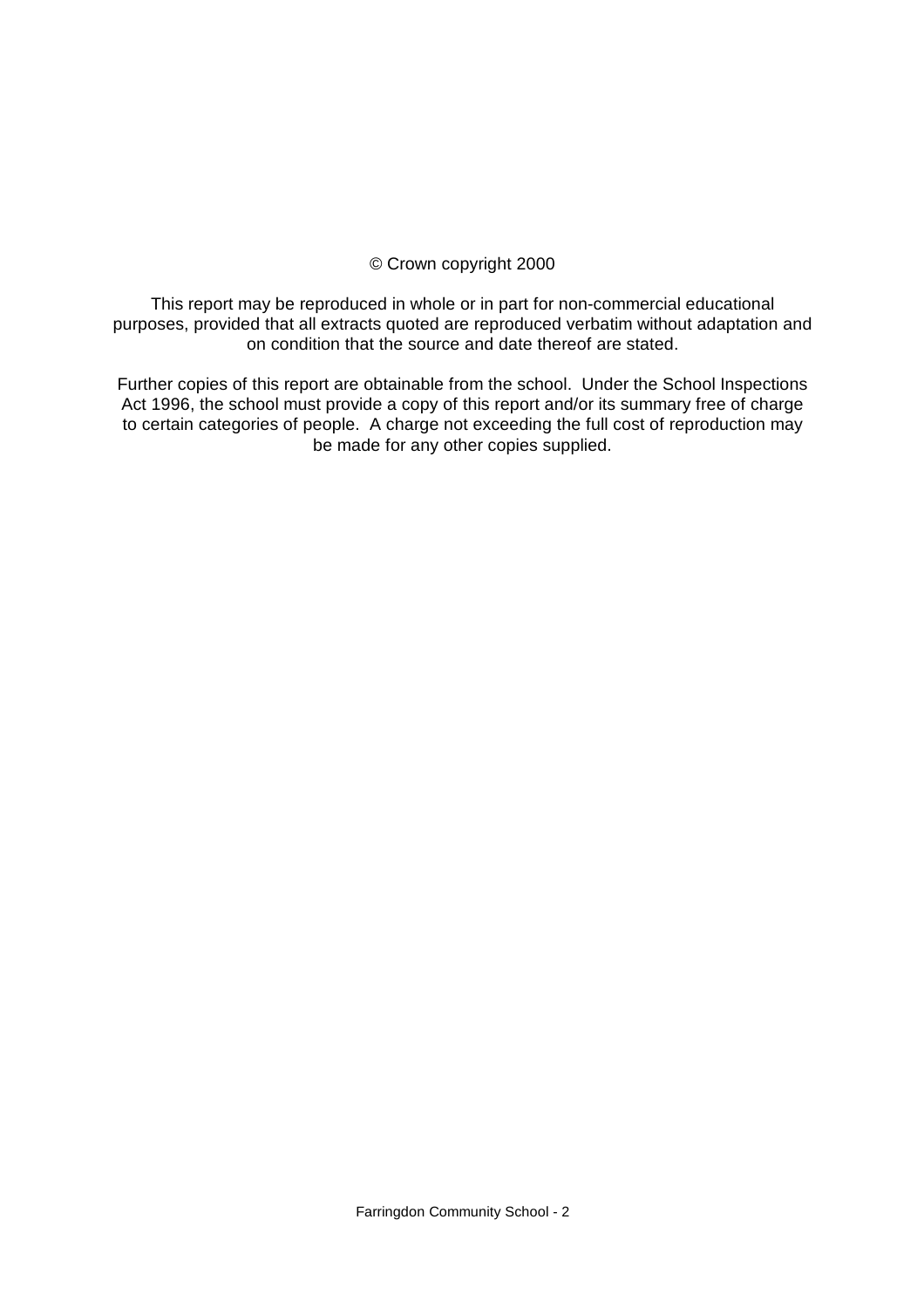© Crown copyright 2000

This report may be reproduced in whole or in part for non-commercial educational purposes, provided that all extracts quoted are reproduced verbatim without adaptation and on condition that the source and date thereof are stated.

Further copies of this report are obtainable from the school. Under the School Inspections Act 1996, the school must provide a copy of this report and/or its summary free of charge to certain categories of people. A charge not exceeding the full cost of reproduction may be made for any other copies supplied.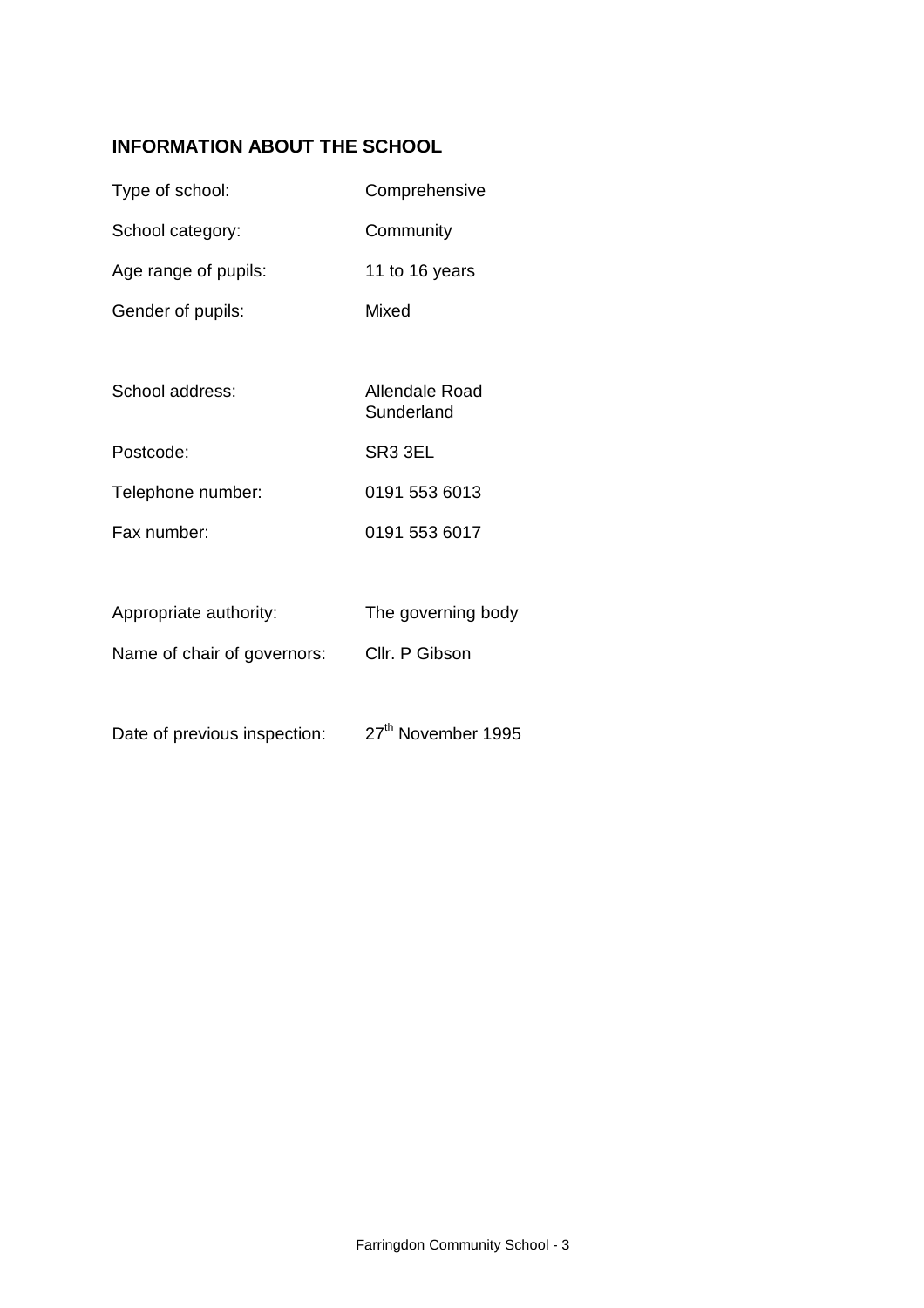## INFORMATION ABOUT THE SCHOOL

| | |
|---|---|
| Type of school: | Comprehensive |
| School category: | Community |
| Age range of pupils: | 11 to 16 years |
| Gender of pupils: | Mixed |
| | |
| School address: | Allendale Road<br>Sunderland |
| Postcode: | SR3 3EL |
| Telephone number: | 0191 553 6013 |
| Fax number: | 0191 553 6017 |
| | |
| Appropriate authority: | The governing body |
| Name of chair of governors: | Cllr. P Gibson |
| | |
| Date of previous inspection: | 27th November 1995 |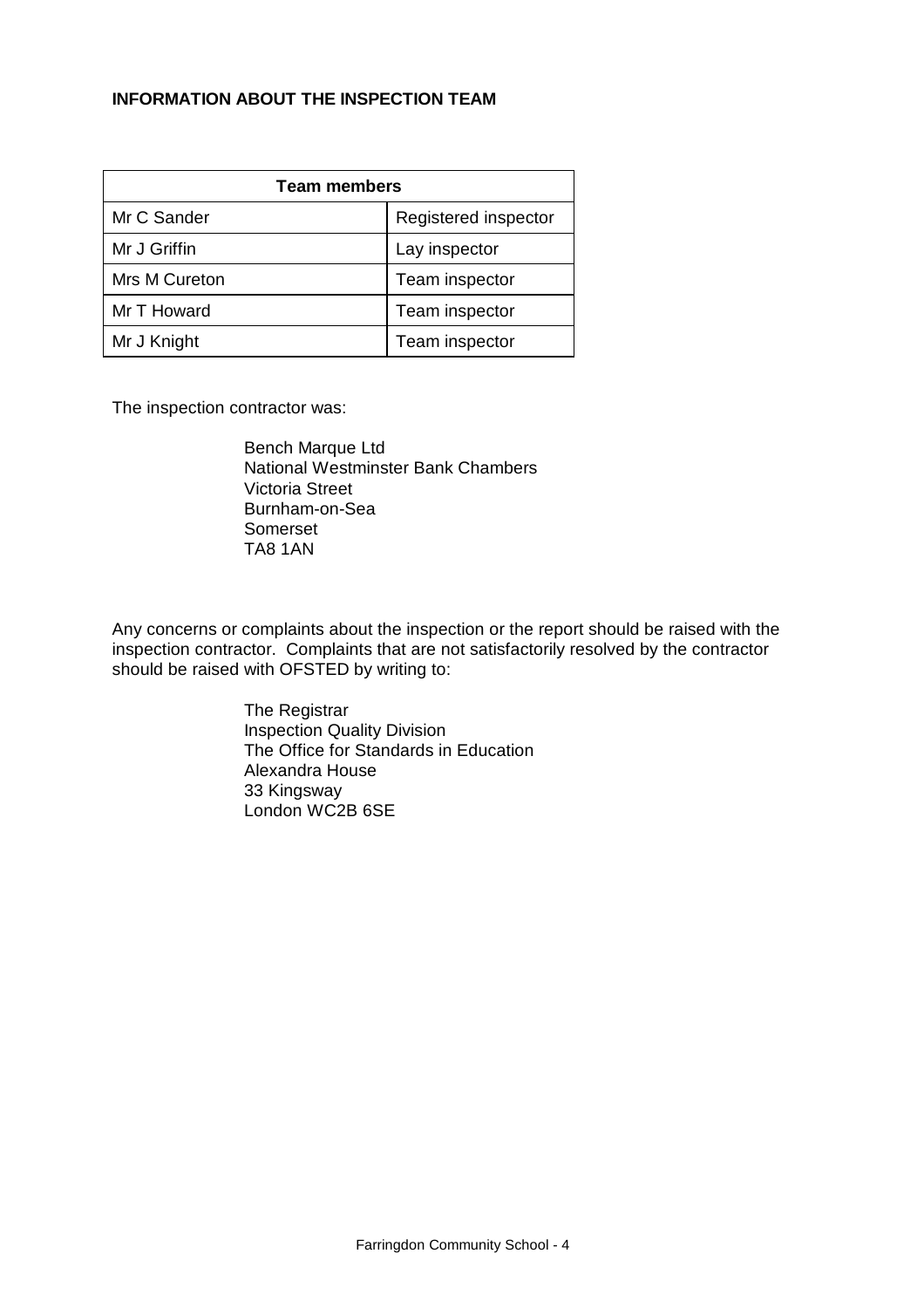**INFORMATION ABOUT THE INSPECTION TEAM**

| Team members | |
|---|---|
| Mr C Sander | Registered inspector |
| Mr J Griffin | Lay inspector |
| Mrs M Cureton | Team inspector |
| Mr T Howard | Team inspector |
| Mr J Knight | Team inspector |

The inspection contractor was:

Bench Marque Ltd
National Westminster Bank Chambers
Victoria Street
Burnham-on-Sea
Somerset
TA8 1AN

Any concerns or complaints about the inspection or the report should be raised with the inspection contractor. Complaints that are not satisfactorily resolved by the contractor should be raised with OFSTED by writing to:

The Registrar
Inspection Quality Division
The Office for Standards in Education
Alexandra House
33 Kingsway
London WC2B 6SE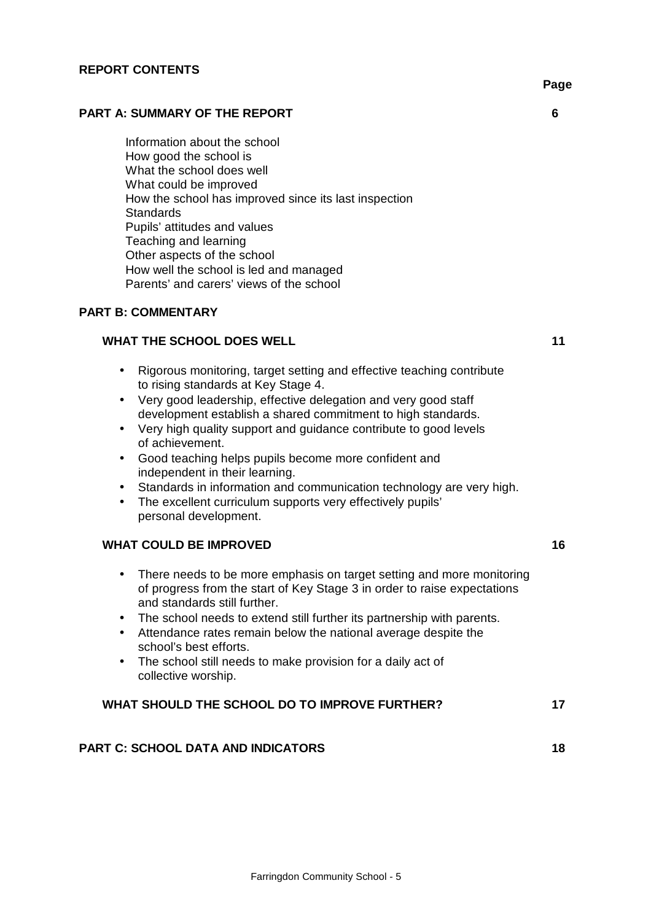**REPORT CONTENTS**

**Page**

**PART A: SUMMARY OF THE REPORT** **6**

Information about the school
How good the school is
What the school does well
What could be improved
How the school has improved since its last inspection
Standards
Pupils' attitudes and values
Teaching and learning
Other aspects of the school
How well the school is led and managed
Parents' and carers' views of the school

**PART B: COMMENTARY**

**WHAT THE SCHOOL DOES WELL** **11**

- Rigorous monitoring, target setting and effective teaching contribute to rising standards at Key Stage 4.
- Very good leadership, effective delegation and very good staff development establish a shared commitment to high standards.
- Very high quality support and guidance contribute to good levels of achievement.
- Good teaching helps pupils become more confident and independent in their learning.
- Standards in information and communication technology are very high.
- The excellent curriculum supports very effectively pupils' personal development.

**WHAT COULD BE IMPROVED** **16**

- There needs to be more emphasis on target setting and more monitoring of progress from the start of Key Stage 3 in order to raise expectations and standards still further.
- The school needs to extend still further its partnership with parents.
- Attendance rates remain below the national average despite the school's best efforts.
- The school still needs to make provision for a daily act of collective worship.

**WHAT SHOULD THE SCHOOL DO TO IMPROVE FURTHER?** **17**

**PART C: SCHOOL DATA AND INDICATORS** **18**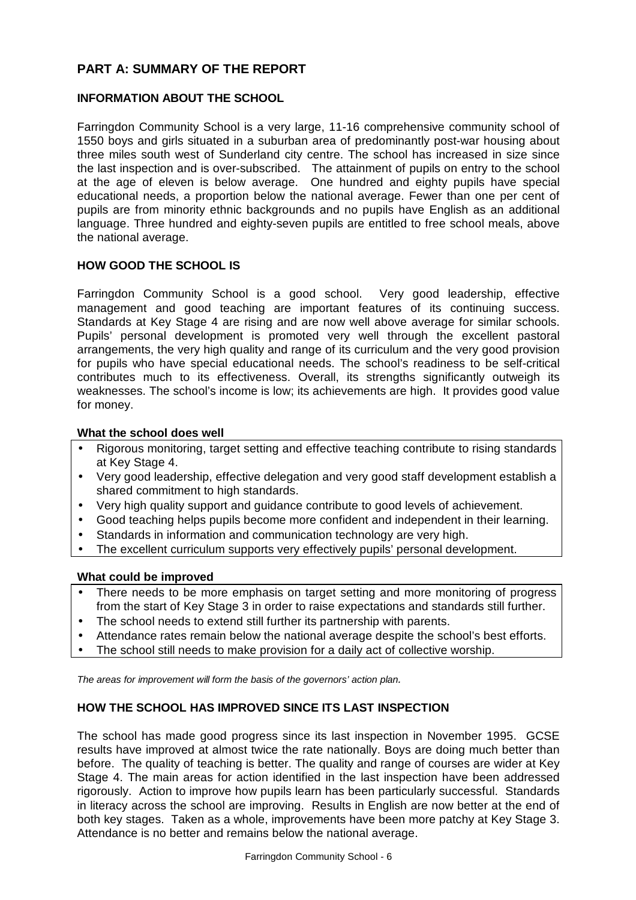## PART A: SUMMARY OF THE REPORT

### INFORMATION ABOUT THE SCHOOL

Farringdon Community School is a very large, 11-16 comprehensive community school of 1550 boys and girls situated in a suburban area of predominantly post-war housing about three miles south west of Sunderland city centre. The school has increased in size since the last inspection and is over-subscribed. The attainment of pupils on entry to the school at the age of eleven is below average. One hundred and eighty pupils have special educational needs, a proportion below the national average. Fewer than one per cent of pupils are from minority ethnic backgrounds and no pupils have English as an additional language. Three hundred and eighty-seven pupils are entitled to free school meals, above the national average.

### HOW GOOD THE SCHOOL IS

Farringdon Community School is a good school. Very good leadership, effective management and good teaching are important features of its continuing success. Standards at Key Stage 4 are rising and are now well above average for similar schools. Pupils' personal development is promoted very well through the excellent pastoral arrangements, the very high quality and range of its curriculum and the very good provision for pupils who have special educational needs. The school's readiness to be self-critical contributes much to its effectiveness. Overall, its strengths significantly outweigh its weaknesses. The school's income is low; its achievements are high. It provides good value for money.

**What the school does well**

- Rigorous monitoring, target setting and effective teaching contribute to rising standards at Key Stage 4.
- Very good leadership, effective delegation and very good staff development establish a shared commitment to high standards.
- Very high quality support and guidance contribute to good levels of achievement.
- Good teaching helps pupils become more confident and independent in their learning.
- Standards in information and communication technology are very high.
- The excellent curriculum supports very effectively pupils' personal development.

**What could be improved**

- There needs to be more emphasis on target setting and more monitoring of progress from the start of Key Stage 3 in order to raise expectations and standards still further.
- The school needs to extend still further its partnership with parents.
- Attendance rates remain below the national average despite the school's best efforts.
- The school still needs to make provision for a daily act of collective worship.

*The areas for improvement will form the basis of the governors' action plan.*

### HOW THE SCHOOL HAS IMPROVED SINCE ITS LAST INSPECTION

The school has made good progress since its last inspection in November 1995. GCSE results have improved at almost twice the rate nationally. Boys are doing much better than before. The quality of teaching is better. The quality and range of courses are wider at Key Stage 4. The main areas for action identified in the last inspection have been addressed rigorously. Action to improve how pupils learn has been particularly successful. Standards in literacy across the school are improving. Results in English are now better at the end of both key stages. Taken as a whole, improvements have been more patchy at Key Stage 3. Attendance is no better and remains below the national average.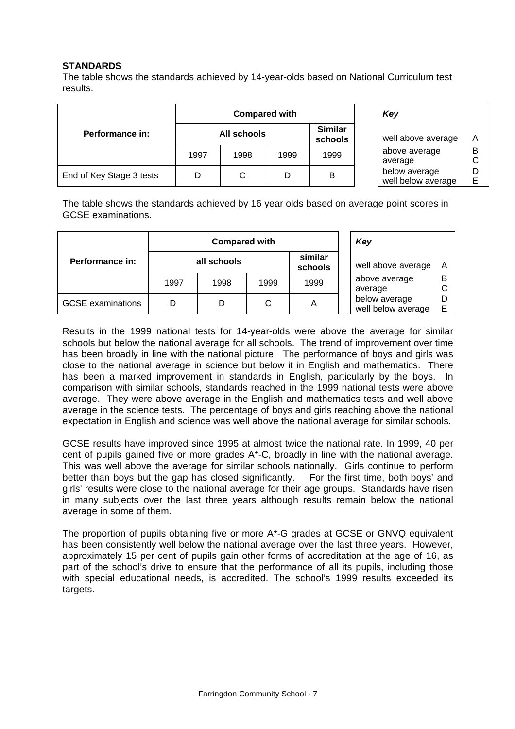**STANDARDS**

The table shows the standards achieved by 14-year-olds based on National Curriculum test results.

| Performance in: | Compared with | | | |
|---|---|---|---|---|
| | All schools | | | Similar schools |
| | 1997 | 1998 | 1999 | 1999 |
| End of Key Stage 3 tests | D | C | D | B |

| *Key* | |
|---|---|
| well above average | A |
| above average | B |
| average | C |
| below average | D |
| well below average | E |

The table shows the standards achieved by 16 year olds based on average point scores in GCSE examinations.

| Performance in: | Compared with | | | |
|---|---|---|---|---|
| | all schools | | | similar schools |
| | 1997 | 1998 | 1999 | 1999 |
| GCSE examinations | D | D | C | A |

| *Key* | |
|---|---|
| well above average | A |
| above average | B |
| average | C |
| below average | D |
| well below average | E |

Results in the 1999 national tests for 14-year-olds were above the average for similar schools but below the national average for all schools. The trend of improvement over time has been broadly in line with the national picture. The performance of boys and girls was close to the national average in science but below it in English and mathematics. There has been a marked improvement in standards in English, particularly by the boys. In comparison with similar schools, standards reached in the 1999 national tests were above average. They were above average in the English and mathematics tests and well above average in the science tests. The percentage of boys and girls reaching above the national expectation in English and science was well above the national average for similar schools.

GCSE results have improved since 1995 at almost twice the national rate. In 1999, 40 per cent of pupils gained five or more grades A*-C, broadly in line with the national average. This was well above the average for similar schools nationally. Girls continue to perform better than boys but the gap has closed significantly. For the first time, both boys' and girls' results were close to the national average for their age groups. Standards have risen in many subjects over the last three years although results remain below the national average in some of them.

The proportion of pupils obtaining five or more A*-G grades at GCSE or GNVQ equivalent has been consistently well below the national average over the last three years. However, approximately 15 per cent of pupils gain other forms of accreditation at the age of 16, as part of the school's drive to ensure that the performance of all its pupils, including those with special educational needs, is accredited. The school's 1999 results exceeded its targets.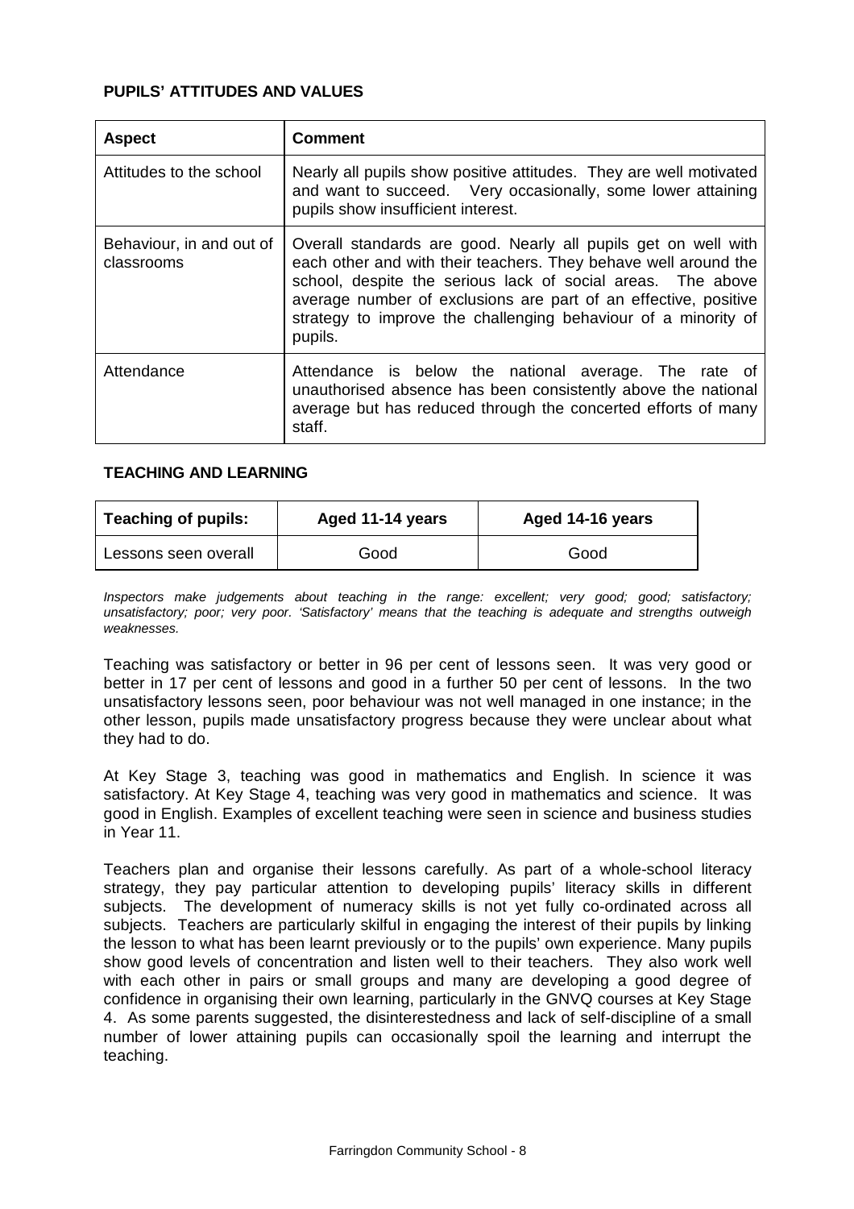### PUPILS' ATTITUDES AND VALUES

| Aspect | Comment |
|---|---|
| Attitudes to the school | Nearly all pupils show positive attitudes. They are well motivated and want to succeed. Very occasionally, some lower attaining pupils show insufficient interest. |
| Behaviour, in and out of classrooms | Overall standards are good. Nearly all pupils get on well with each other and with their teachers. They behave well around the school, despite the serious lack of social areas. The above average number of exclusions are part of an effective, positive strategy to improve the challenging behaviour of a minority of pupils. |
| Attendance | Attendance is below the national average. The rate of unauthorised absence has been consistently above the national average but has reduced through the concerted efforts of many staff. |

### TEACHING AND LEARNING

| Teaching of pupils: | Aged 11-14 years | Aged 14-16 years |
|---|---|---|
| Lessons seen overall | Good | Good |

*Inspectors make judgements about teaching in the range: excellent; very good; good; satisfactory; unsatisfactory; poor; very poor. 'Satisfactory' means that the teaching is adequate and strengths outweigh weaknesses.*

Teaching was satisfactory or better in 96 per cent of lessons seen. It was very good or better in 17 per cent of lessons and good in a further 50 per cent of lessons. In the two unsatisfactory lessons seen, poor behaviour was not well managed in one instance; in the other lesson, pupils made unsatisfactory progress because they were unclear about what they had to do.

At Key Stage 3, teaching was good in mathematics and English. In science it was satisfactory. At Key Stage 4, teaching was very good in mathematics and science. It was good in English. Examples of excellent teaching were seen in science and business studies in Year 11.

Teachers plan and organise their lessons carefully. As part of a whole-school literacy strategy, they pay particular attention to developing pupils' literacy skills in different subjects. The development of numeracy skills is not yet fully co-ordinated across all subjects. Teachers are particularly skilful in engaging the interest of their pupils by linking the lesson to what has been learnt previously or to the pupils' own experience. Many pupils show good levels of concentration and listen well to their teachers. They also work well with each other in pairs or small groups and many are developing a good degree of confidence in organising their own learning, particularly in the GNVQ courses at Key Stage 4. As some parents suggested, the disinterestedness and lack of self-discipline of a small number of lower attaining pupils can occasionally spoil the learning and interrupt the teaching.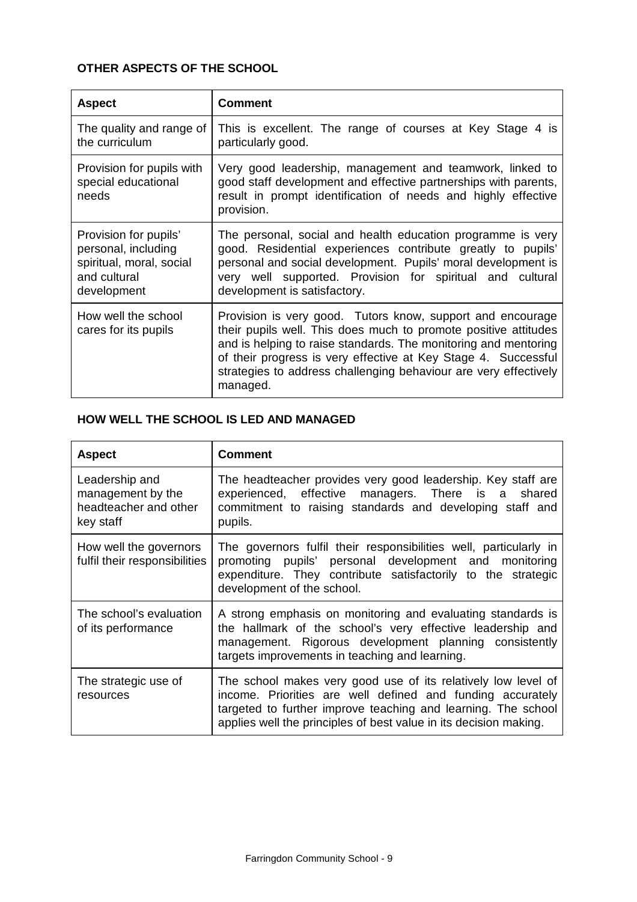## OTHER ASPECTS OF THE SCHOOL

| Aspect | Comment |
|---|---|
| The quality and range of the curriculum | This is excellent. The range of courses at Key Stage 4 is particularly good. |
| Provision for pupils with special educational needs | Very good leadership, management and teamwork, linked to good staff development and effective partnerships with parents, result in prompt identification of needs and highly effective provision. |
| Provision for pupils' personal, including spiritual, moral, social and cultural development | The personal, social and health education programme is very good. Residential experiences contribute greatly to pupils' personal and social development. Pupils' moral development is very well supported. Provision for spiritual and cultural development is satisfactory. |
| How well the school cares for its pupils | Provision is very good. Tutors know, support and encourage their pupils well. This does much to promote positive attitudes and is helping to raise standards. The monitoring and mentoring of their progress is very effective at Key Stage 4. Successful strategies to address challenging behaviour are very effectively managed. |

## HOW WELL THE SCHOOL IS LED AND MANAGED

| Aspect | Comment |
|---|---|
| Leadership and management by the headteacher and other key staff | The headteacher provides very good leadership. Key staff are experienced, effective managers. There is a shared commitment to raising standards and developing staff and pupils. |
| How well the governors fulfil their responsibilities | The governors fulfil their responsibilities well, particularly in promoting pupils' personal development and monitoring expenditure. They contribute satisfactorily to the strategic development of the school. |
| The school's evaluation of its performance | A strong emphasis on monitoring and evaluating standards is the hallmark of the school's very effective leadership and management. Rigorous development planning consistently targets improvements in teaching and learning. |
| The strategic use of resources | The school makes very good use of its relatively low level of income. Priorities are well defined and funding accurately targeted to further improve teaching and learning. The school applies well the principles of best value in its decision making. |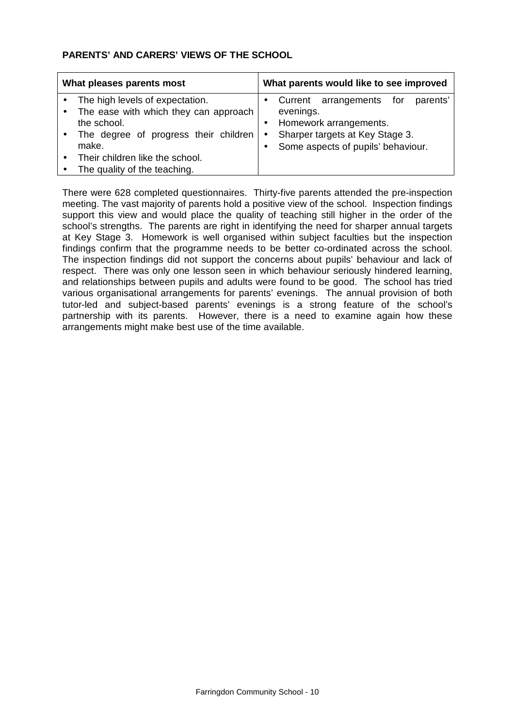**PARENTS' AND CARERS' VIEWS OF THE SCHOOL**

| What pleases parents most | What parents would like to see improved |
|---|---|
| • The high levels of expectation.<br>• The ease with which they can approach the school.<br>• The degree of progress their children make.<br>• Their children like the school.<br>• The quality of the teaching. | • Current arrangements for parents' evenings.<br>• Homework arrangements.<br>• Sharper targets at Key Stage 3.<br>• Some aspects of pupils' behaviour. |

There were 628 completed questionnaires. Thirty-five parents attended the pre-inspection meeting. The vast majority of parents hold a positive view of the school. Inspection findings support this view and would place the quality of teaching still higher in the order of the school's strengths. The parents are right in identifying the need for sharper annual targets at Key Stage 3. Homework is well organised within subject faculties but the inspection findings confirm that the programme needs to be better co-ordinated across the school. The inspection findings did not support the concerns about pupils' behaviour and lack of respect. There was only one lesson seen in which behaviour seriously hindered learning, and relationships between pupils and adults were found to be good. The school has tried various organisational arrangements for parents' evenings. The annual provision of both tutor-led and subject-based parents' evenings is a strong feature of the school's partnership with its parents. However, there is a need to examine again how these arrangements might make best use of the time available.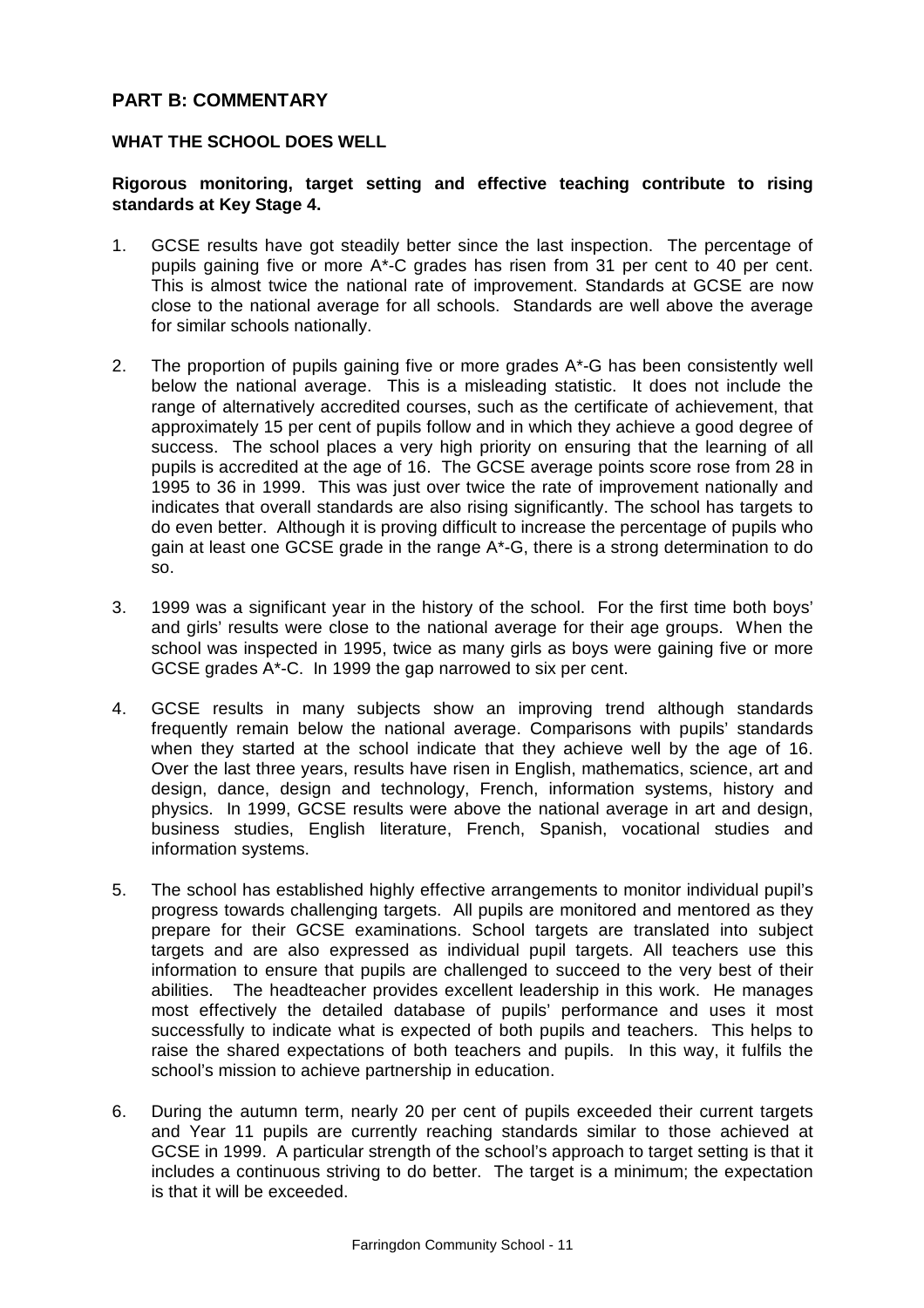## PART B: COMMENTARY

### WHAT THE SCHOOL DOES WELL

**Rigorous monitoring, target setting and effective teaching contribute to rising standards at Key Stage 4.**

1. GCSE results have got steadily better since the last inspection. The percentage of pupils gaining five or more A*-C grades has risen from 31 per cent to 40 per cent. This is almost twice the national rate of improvement. Standards at GCSE are now close to the national average for all schools. Standards are well above the average for similar schools nationally.

2. The proportion of pupils gaining five or more grades A*-G has been consistently well below the national average. This is a misleading statistic. It does not include the range of alternatively accredited courses, such as the certificate of achievement, that approximately 15 per cent of pupils follow and in which they achieve a good degree of success. The school places a very high priority on ensuring that the learning of all pupils is accredited at the age of 16. The GCSE average points score rose from 28 in 1995 to 36 in 1999. This was just over twice the rate of improvement nationally and indicates that overall standards are also rising significantly. The school has targets to do even better. Although it is proving difficult to increase the percentage of pupils who gain at least one GCSE grade in the range A*-G, there is a strong determination to do so.

3. 1999 was a significant year in the history of the school. For the first time both boys' and girls' results were close to the national average for their age groups. When the school was inspected in 1995, twice as many girls as boys were gaining five or more GCSE grades A*-C. In 1999 the gap narrowed to six per cent.

4. GCSE results in many subjects show an improving trend although standards frequently remain below the national average. Comparisons with pupils' standards when they started at the school indicate that they achieve well by the age of 16. Over the last three years, results have risen in English, mathematics, science, art and design, dance, design and technology, French, information systems, history and physics. In 1999, GCSE results were above the national average in art and design, business studies, English literature, French, Spanish, vocational studies and information systems.

5. The school has established highly effective arrangements to monitor individual pupil's progress towards challenging targets. All pupils are monitored and mentored as they prepare for their GCSE examinations. School targets are translated into subject targets and are also expressed as individual pupil targets. All teachers use this information to ensure that pupils are challenged to succeed to the very best of their abilities. The headteacher provides excellent leadership in this work. He manages most effectively the detailed database of pupils' performance and uses it most successfully to indicate what is expected of both pupils and teachers. This helps to raise the shared expectations of both teachers and pupils. In this way, it fulfils the school's mission to achieve partnership in education.

6. During the autumn term, nearly 20 per cent of pupils exceeded their current targets and Year 11 pupils are currently reaching standards similar to those achieved at GCSE in 1999. A particular strength of the school's approach to target setting is that it includes a continuous striving to do better. The target is a minimum; the expectation is that it will be exceeded.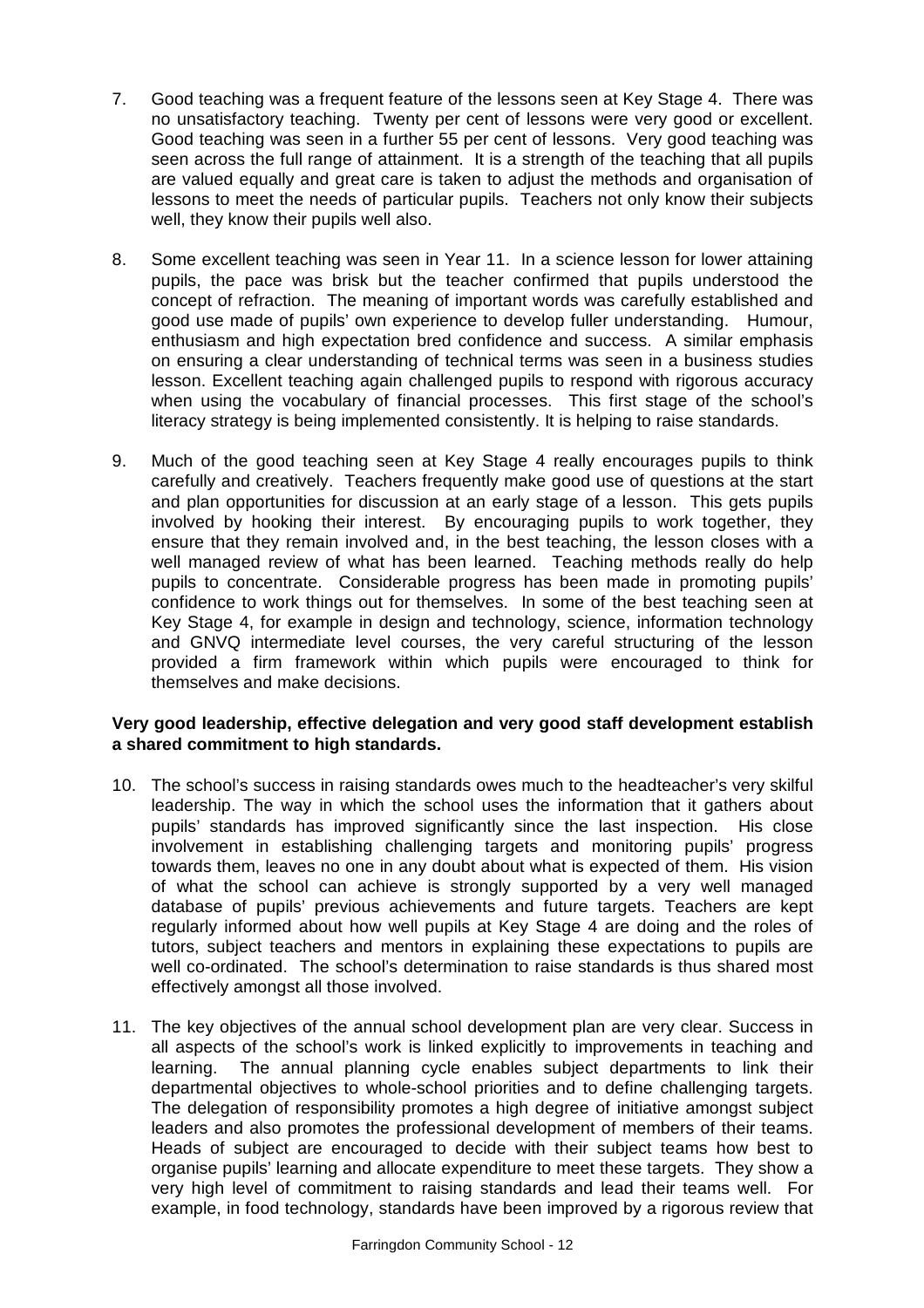7. Good teaching was a frequent feature of the lessons seen at Key Stage 4. There was no unsatisfactory teaching. Twenty per cent of lessons were very good or excellent. Good teaching was seen in a further 55 per cent of lessons. Very good teaching was seen across the full range of attainment. It is a strength of the teaching that all pupils are valued equally and great care is taken to adjust the methods and organisation of lessons to meet the needs of particular pupils. Teachers not only know their subjects well, they know their pupils well also.

8. Some excellent teaching was seen in Year 11. In a science lesson for lower attaining pupils, the pace was brisk but the teacher confirmed that pupils understood the concept of refraction. The meaning of important words was carefully established and good use made of pupils' own experience to develop fuller understanding. Humour, enthusiasm and high expectation bred confidence and success. A similar emphasis on ensuring a clear understanding of technical terms was seen in a business studies lesson. Excellent teaching again challenged pupils to respond with rigorous accuracy when using the vocabulary of financial processes. This first stage of the school's literacy strategy is being implemented consistently. It is helping to raise standards.

9. Much of the good teaching seen at Key Stage 4 really encourages pupils to think carefully and creatively. Teachers frequently make good use of questions at the start and plan opportunities for discussion at an early stage of a lesson. This gets pupils involved by hooking their interest. By encouraging pupils to work together, they ensure that they remain involved and, in the best teaching, the lesson closes with a well managed review of what has been learned. Teaching methods really do help pupils to concentrate. Considerable progress has been made in promoting pupils' confidence to work things out for themselves. In some of the best teaching seen at Key Stage 4, for example in design and technology, science, information technology and GNVQ intermediate level courses, the very careful structuring of the lesson provided a firm framework within which pupils were encouraged to think for themselves and make decisions.

**Very good leadership, effective delegation and very good staff development establish a shared commitment to high standards.**

10. The school's success in raising standards owes much to the headteacher's very skilful leadership. The way in which the school uses the information that it gathers about pupils' standards has improved significantly since the last inspection. His close involvement in establishing challenging targets and monitoring pupils' progress towards them, leaves no one in any doubt about what is expected of them. His vision of what the school can achieve is strongly supported by a very well managed database of pupils' previous achievements and future targets. Teachers are kept regularly informed about how well pupils at Key Stage 4 are doing and the roles of tutors, subject teachers and mentors in explaining these expectations to pupils are well co-ordinated. The school's determination to raise standards is thus shared most effectively amongst all those involved.

11. The key objectives of the annual school development plan are very clear. Success in all aspects of the school's work is linked explicitly to improvements in teaching and learning. The annual planning cycle enables subject departments to link their departmental objectives to whole-school priorities and to define challenging targets. The delegation of responsibility promotes a high degree of initiative amongst subject leaders and also promotes the professional development of members of their teams. Heads of subject are encouraged to decide with their subject teams how best to organise pupils' learning and allocate expenditure to meet these targets. They show a very high level of commitment to raising standards and lead their teams well. For example, in food technology, standards have been improved by a rigorous review that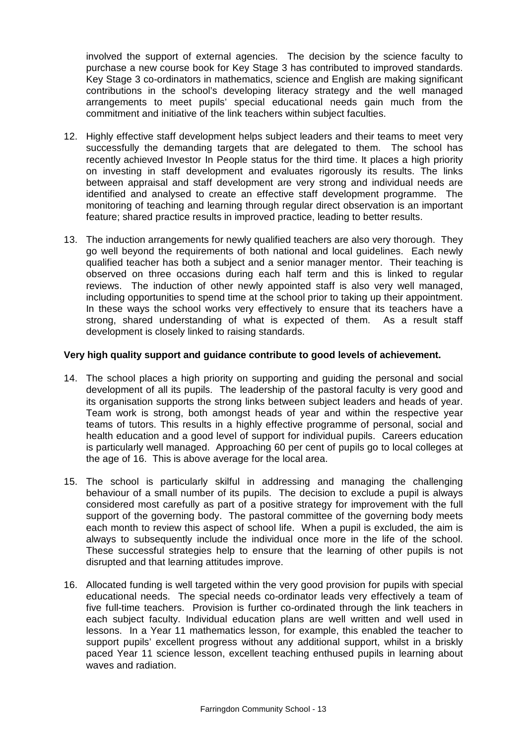involved the support of external agencies. The decision by the science faculty to purchase a new course book for Key Stage 3 has contributed to improved standards. Key Stage 3 co-ordinators in mathematics, science and English are making significant contributions in the school's developing literacy strategy and the well managed arrangements to meet pupils' special educational needs gain much from the commitment and initiative of the link teachers within subject faculties.

12. Highly effective staff development helps subject leaders and their teams to meet very successfully the demanding targets that are delegated to them. The school has recently achieved Investor In People status for the third time. It places a high priority on investing in staff development and evaluates rigorously its results. The links between appraisal and staff development are very strong and individual needs are identified and analysed to create an effective staff development programme. The monitoring of teaching and learning through regular direct observation is an important feature; shared practice results in improved practice, leading to better results.

13. The induction arrangements for newly qualified teachers are also very thorough. They go well beyond the requirements of both national and local guidelines. Each newly qualified teacher has both a subject and a senior manager mentor. Their teaching is observed on three occasions during each half term and this is linked to regular reviews. The induction of other newly appointed staff is also very well managed, including opportunities to spend time at the school prior to taking up their appointment. In these ways the school works very effectively to ensure that its teachers have a strong, shared understanding of what is expected of them. As a result staff development is closely linked to raising standards.

**Very high quality support and guidance contribute to good levels of achievement.**

14. The school places a high priority on supporting and guiding the personal and social development of all its pupils. The leadership of the pastoral faculty is very good and its organisation supports the strong links between subject leaders and heads of year. Team work is strong, both amongst heads of year and within the respective year teams of tutors. This results in a highly effective programme of personal, social and health education and a good level of support for individual pupils. Careers education is particularly well managed. Approaching 60 per cent of pupils go to local colleges at the age of 16. This is above average for the local area.

15. The school is particularly skilful in addressing and managing the challenging behaviour of a small number of its pupils. The decision to exclude a pupil is always considered most carefully as part of a positive strategy for improvement with the full support of the governing body. The pastoral committee of the governing body meets each month to review this aspect of school life. When a pupil is excluded, the aim is always to subsequently include the individual once more in the life of the school. These successful strategies help to ensure that the learning of other pupils is not disrupted and that learning attitudes improve.

16. Allocated funding is well targeted within the very good provision for pupils with special educational needs. The special needs co-ordinator leads very effectively a team of five full-time teachers. Provision is further co-ordinated through the link teachers in each subject faculty. Individual education plans are well written and well used in lessons. In a Year 11 mathematics lesson, for example, this enabled the teacher to support pupils' excellent progress without any additional support, whilst in a briskly paced Year 11 science lesson, excellent teaching enthused pupils in learning about waves and radiation.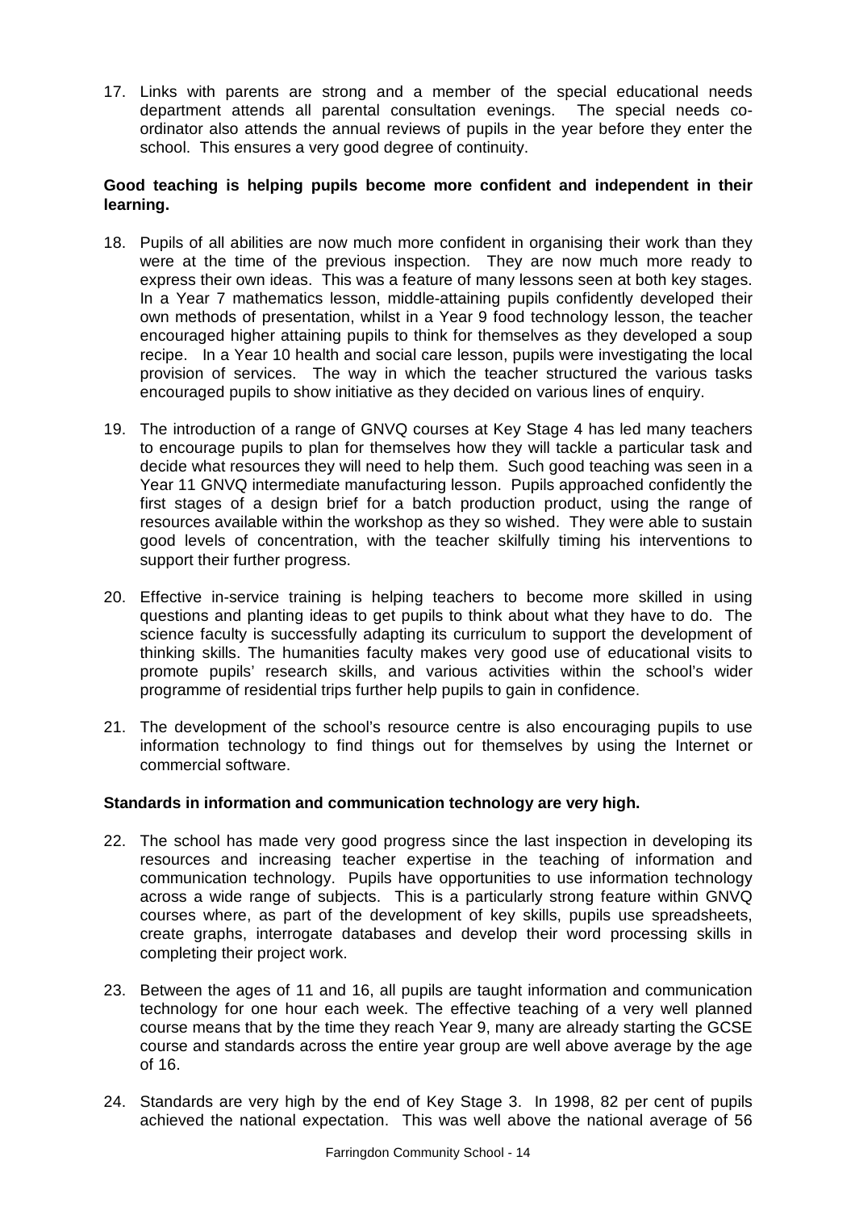17. Links with parents are strong and a member of the special educational needs department attends all parental consultation evenings. The special needs co-ordinator also attends the annual reviews of pupils in the year before they enter the school. This ensures a very good degree of continuity.

**Good teaching is helping pupils become more confident and independent in their learning.**

18. Pupils of all abilities are now much more confident in organising their work than they were at the time of the previous inspection. They are now much more ready to express their own ideas. This was a feature of many lessons seen at both key stages. In a Year 7 mathematics lesson, middle-attaining pupils confidently developed their own methods of presentation, whilst in a Year 9 food technology lesson, the teacher encouraged higher attaining pupils to think for themselves as they developed a soup recipe. In a Year 10 health and social care lesson, pupils were investigating the local provision of services. The way in which the teacher structured the various tasks encouraged pupils to show initiative as they decided on various lines of enquiry.

19. The introduction of a range of GNVQ courses at Key Stage 4 has led many teachers to encourage pupils to plan for themselves how they will tackle a particular task and decide what resources they will need to help them. Such good teaching was seen in a Year 11 GNVQ intermediate manufacturing lesson. Pupils approached confidently the first stages of a design brief for a batch production product, using the range of resources available within the workshop as they so wished. They were able to sustain good levels of concentration, with the teacher skilfully timing his interventions to support their further progress.

20. Effective in-service training is helping teachers to become more skilled in using questions and planting ideas to get pupils to think about what they have to do. The science faculty is successfully adapting its curriculum to support the development of thinking skills. The humanities faculty makes very good use of educational visits to promote pupils' research skills, and various activities within the school's wider programme of residential trips further help pupils to gain in confidence.

21. The development of the school's resource centre is also encouraging pupils to use information technology to find things out for themselves by using the Internet or commercial software.

**Standards in information and communication technology are very high.**

22. The school has made very good progress since the last inspection in developing its resources and increasing teacher expertise in the teaching of information and communication technology. Pupils have opportunities to use information technology across a wide range of subjects. This is a particularly strong feature within GNVQ courses where, as part of the development of key skills, pupils use spreadsheets, create graphs, interrogate databases and develop their word processing skills in completing their project work.

23. Between the ages of 11 and 16, all pupils are taught information and communication technology for one hour each week. The effective teaching of a very well planned course means that by the time they reach Year 9, many are already starting the GCSE course and standards across the entire year group are well above average by the age of 16.

24. Standards are very high by the end of Key Stage 3. In 1998, 82 per cent of pupils achieved the national expectation. This was well above the national average of 56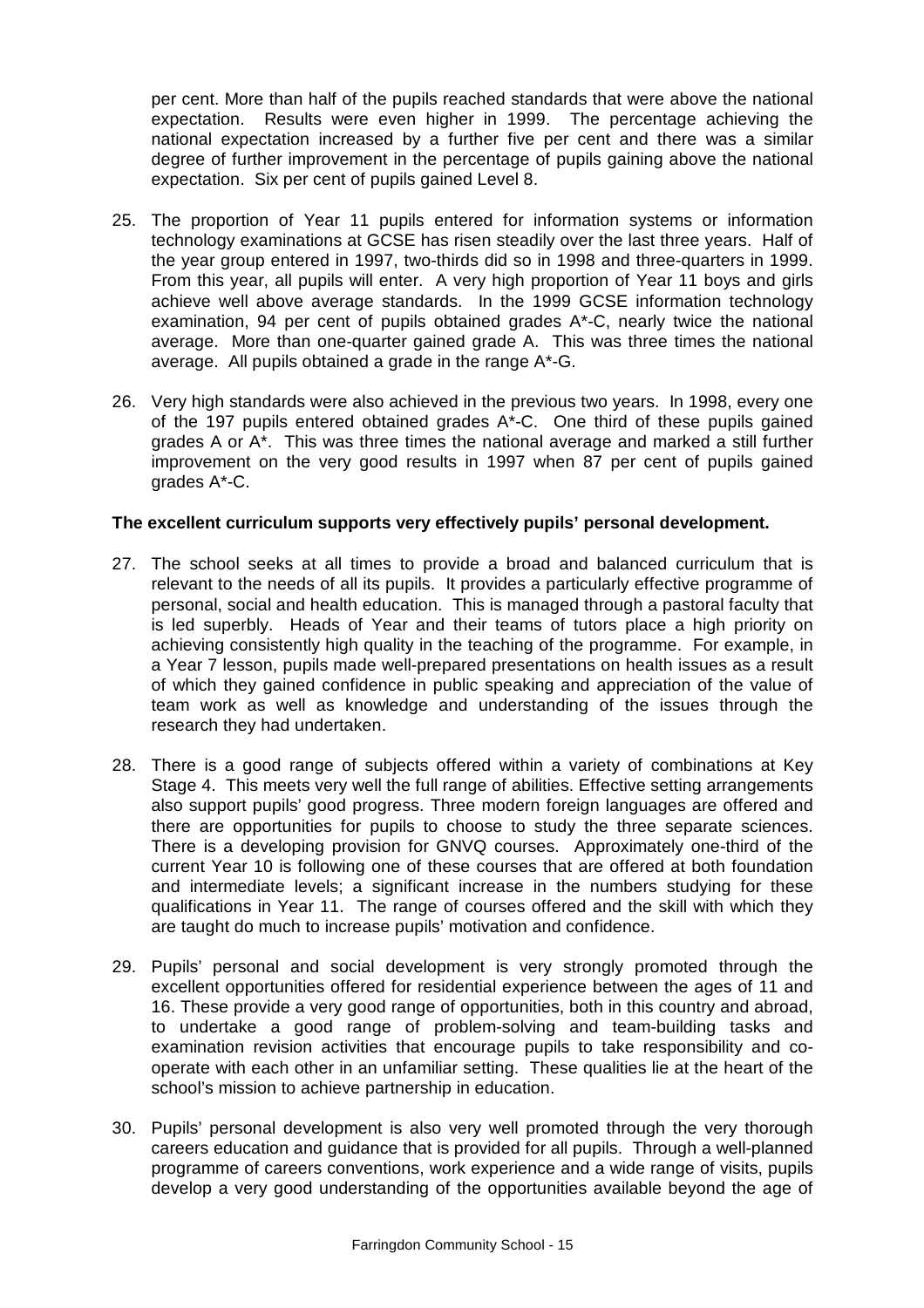per cent. More than half of the pupils reached standards that were above the national expectation. Results were even higher in 1999. The percentage achieving the national expectation increased by a further five per cent and there was a similar degree of further improvement in the percentage of pupils gaining above the national expectation. Six per cent of pupils gained Level 8.

25. The proportion of Year 11 pupils entered for information systems or information technology examinations at GCSE has risen steadily over the last three years. Half of the year group entered in 1997, two-thirds did so in 1998 and three-quarters in 1999. From this year, all pupils will enter. A very high proportion of Year 11 boys and girls achieve well above average standards. In the 1999 GCSE information technology examination, 94 per cent of pupils obtained grades A*-C, nearly twice the national average. More than one-quarter gained grade A. This was three times the national average. All pupils obtained a grade in the range A*-G.

26. Very high standards were also achieved in the previous two years. In 1998, every one of the 197 pupils entered obtained grades A*-C. One third of these pupils gained grades A or A*. This was three times the national average and marked a still further improvement on the very good results in 1997 when 87 per cent of pupils gained grades A*-C.

**The excellent curriculum supports very effectively pupils' personal development.**

27. The school seeks at all times to provide a broad and balanced curriculum that is relevant to the needs of all its pupils. It provides a particularly effective programme of personal, social and health education. This is managed through a pastoral faculty that is led superbly. Heads of Year and their teams of tutors place a high priority on achieving consistently high quality in the teaching of the programme. For example, in a Year 7 lesson, pupils made well-prepared presentations on health issues as a result of which they gained confidence in public speaking and appreciation of the value of team work as well as knowledge and understanding of the issues through the research they had undertaken.

28. There is a good range of subjects offered within a variety of combinations at Key Stage 4. This meets very well the full range of abilities. Effective setting arrangements also support pupils' good progress. Three modern foreign languages are offered and there are opportunities for pupils to choose to study the three separate sciences. There is a developing provision for GNVQ courses. Approximately one-third of the current Year 10 is following one of these courses that are offered at both foundation and intermediate levels; a significant increase in the numbers studying for these qualifications in Year 11. The range of courses offered and the skill with which they are taught do much to increase pupils' motivation and confidence.

29. Pupils' personal and social development is very strongly promoted through the excellent opportunities offered for residential experience between the ages of 11 and 16. These provide a very good range of opportunities, both in this country and abroad, to undertake a good range of problem-solving and team-building tasks and examination revision activities that encourage pupils to take responsibility and co-operate with each other in an unfamiliar setting. These qualities lie at the heart of the school's mission to achieve partnership in education.

30. Pupils' personal development is also very well promoted through the very thorough careers education and guidance that is provided for all pupils. Through a well-planned programme of careers conventions, work experience and a wide range of visits, pupils develop a very good understanding of the opportunities available beyond the age of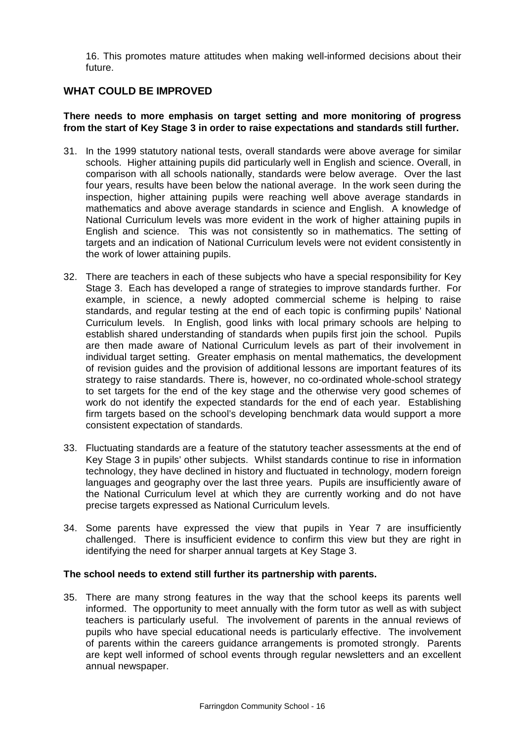16. This promotes mature attitudes when making well-informed decisions about their future.

## WHAT COULD BE IMPROVED

**There needs to more emphasis on target setting and more monitoring of progress from the start of Key Stage 3 in order to raise expectations and standards still further.**

31. In the 1999 statutory national tests, overall standards were above average for similar schools. Higher attaining pupils did particularly well in English and science. Overall, in comparison with all schools nationally, standards were below average. Over the last four years, results have been below the national average. In the work seen during the inspection, higher attaining pupils were reaching well above average standards in mathematics and above average standards in science and English. A knowledge of National Curriculum levels was more evident in the work of higher attaining pupils in English and science. This was not consistently so in mathematics. The setting of targets and an indication of National Curriculum levels were not evident consistently in the work of lower attaining pupils.

32. There are teachers in each of these subjects who have a special responsibility for Key Stage 3. Each has developed a range of strategies to improve standards further. For example, in science, a newly adopted commercial scheme is helping to raise standards, and regular testing at the end of each topic is confirming pupils' National Curriculum levels. In English, good links with local primary schools are helping to establish shared understanding of standards when pupils first join the school. Pupils are then made aware of National Curriculum levels as part of their involvement in individual target setting. Greater emphasis on mental mathematics, the development of revision guides and the provision of additional lessons are important features of its strategy to raise standards. There is, however, no co-ordinated whole-school strategy to set targets for the end of the key stage and the otherwise very good schemes of work do not identify the expected standards for the end of each year. Establishing firm targets based on the school's developing benchmark data would support a more consistent expectation of standards.

33. Fluctuating standards are a feature of the statutory teacher assessments at the end of Key Stage 3 in pupils' other subjects. Whilst standards continue to rise in information technology, they have declined in history and fluctuated in technology, modern foreign languages and geography over the last three years. Pupils are insufficiently aware of the National Curriculum level at which they are currently working and do not have precise targets expressed as National Curriculum levels.

34. Some parents have expressed the view that pupils in Year 7 are insufficiently challenged. There is insufficient evidence to confirm this view but they are right in identifying the need for sharper annual targets at Key Stage 3.

**The school needs to extend still further its partnership with parents.**

35. There are many strong features in the way that the school keeps its parents well informed. The opportunity to meet annually with the form tutor as well as with subject teachers is particularly useful. The involvement of parents in the annual reviews of pupils who have special educational needs is particularly effective. The involvement of parents within the careers guidance arrangements is promoted strongly. Parents are kept well informed of school events through regular newsletters and an excellent annual newspaper.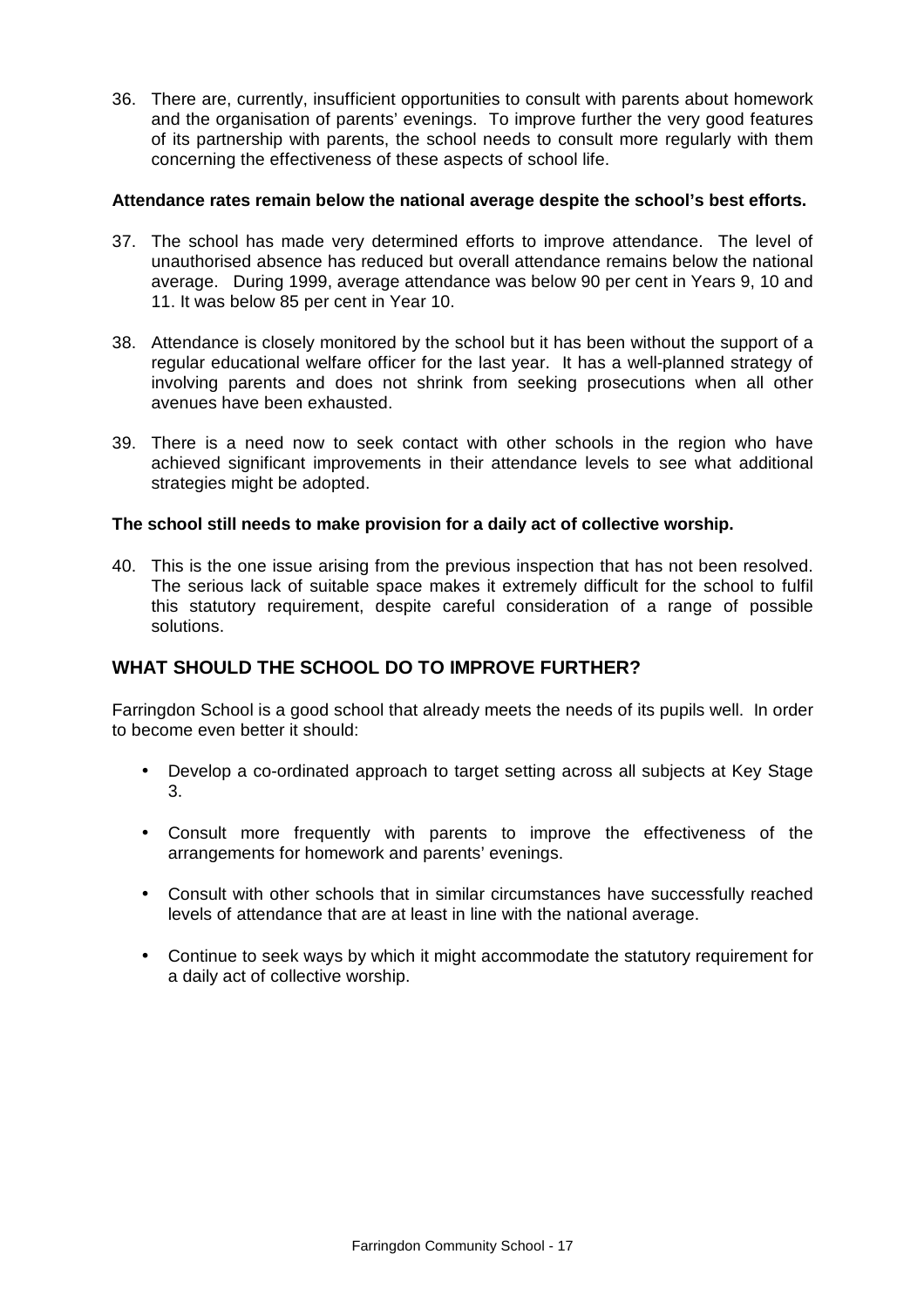36. There are, currently, insufficient opportunities to consult with parents about homework and the organisation of parents' evenings. To improve further the very good features of its partnership with parents, the school needs to consult more regularly with them concerning the effectiveness of these aspects of school life.

**Attendance rates remain below the national average despite the school's best efforts.**

37. The school has made very determined efforts to improve attendance. The level of unauthorised absence has reduced but overall attendance remains below the national average. During 1999, average attendance was below 90 per cent in Years 9, 10 and 11. It was below 85 per cent in Year 10.

38. Attendance is closely monitored by the school but it has been without the support of a regular educational welfare officer for the last year. It has a well-planned strategy of involving parents and does not shrink from seeking prosecutions when all other avenues have been exhausted.

39. There is a need now to seek contact with other schools in the region who have achieved significant improvements in their attendance levels to see what additional strategies might be adopted.

**The school still needs to make provision for a daily act of collective worship.**

40. This is the one issue arising from the previous inspection that has not been resolved. The serious lack of suitable space makes it extremely difficult for the school to fulfil this statutory requirement, despite careful consideration of a range of possible solutions.

## WHAT SHOULD THE SCHOOL DO TO IMPROVE FURTHER?

Farringdon School is a good school that already meets the needs of its pupils well. In order to become even better it should:

- Develop a co-ordinated approach to target setting across all subjects at Key Stage 3.
- Consult more frequently with parents to improve the effectiveness of the arrangements for homework and parents' evenings.
- Consult with other schools that in similar circumstances have successfully reached levels of attendance that are at least in line with the national average.
- Continue to seek ways by which it might accommodate the statutory requirement for a daily act of collective worship.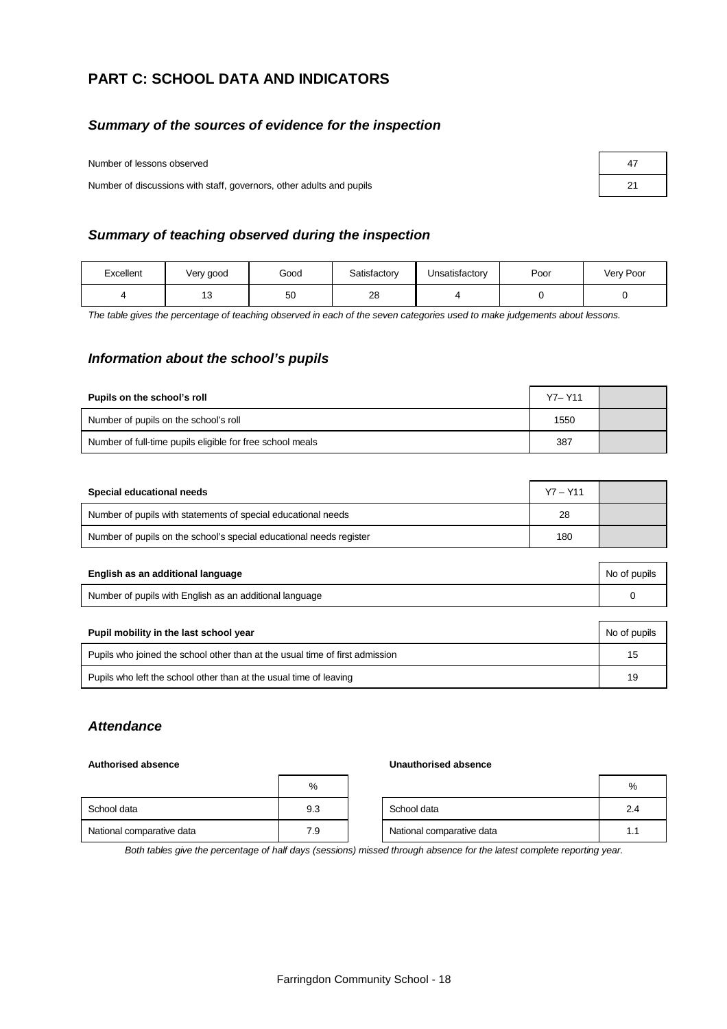## PART C: SCHOOL DATA AND INDICATORS

### *Summary of the sources of evidence for the inspection*

| | |
|---|---|
| Number of lessons observed | 47 |
| Number of discussions with staff, governors, other adults and pupils | 21 |

### *Summary of teaching observed during the inspection*

| Excellent | Very good | Good | Satisfactory | Unsatisfactory | Poor | Very Poor |
|---|---|---|---|---|---|---|
| 4 | 13 | 50 | 28 | 4 | 0 | 0 |

*The table gives the percentage of teaching observed in each of the seven categories used to make judgements about lessons.*

### *Information about the school's pupils*

| **Pupils on the school's roll** | Y7– Y11 | |
|---|---|---|
| Number of pupils on the school's roll | 1550 | |
| Number of full-time pupils eligible for free school meals | 387 | |

| **Special educational needs** | Y7 – Y11 | |
|---|---|---|
| Number of pupils with statements of special educational needs | 28 | |
| Number of pupils on the school's special educational needs register | 180 | |

| **English as an additional language** | No of pupils |
|---|---|
| Number of pupils with English as an additional language | 0 |

| **Pupil mobility in the last school year** | No of pupils |
|---|---|
| Pupils who joined the school other than at the usual time of first admission | 15 |
| Pupils who left the school other than at the usual time of leaving | 19 |

### *Attendance*

**Authorised absence**

| | % |
|---|---|
| School data | 9.3 |
| National comparative data | 7.9 |

**Unauthorised absence**

| | % |
|---|---|
| School data | 2.4 |
| National comparative data | 1.1 |

*Both tables give the percentage of half days (sessions) missed through absence for the latest complete reporting year.*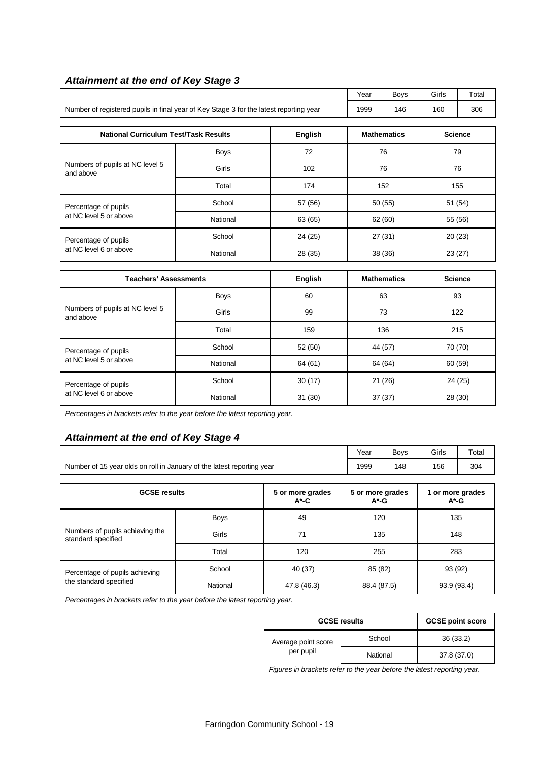### *Attainment at the end of Key Stage 3*

| | Year | Boys | Girls | Total |
|---|---|---|---|---|
| Number of registered pupils in final year of Key Stage 3 for the latest reporting year | 1999 | 146 | 160 | 306 |

| National Curriculum Test/Task Results | | English | Mathematics | Science |
|---|---|---|---|---|
| Numbers of pupils at NC level 5 and above | Boys | 72 | 76 | 79 |
| | Girls | 102 | 76 | 76 |
| | Total | 174 | 152 | 155 |
| Percentage of pupils at NC level 5 or above | School | 57 (56) | 50 (55) | 51 (54) |
| | National | 63 (65) | 62 (60) | 55 (56) |
| Percentage of pupils at NC level 6 or above | School | 24 (25) | 27 (31) | 20 (23) |
| | National | 28 (35) | 38 (36) | 23 (27) |

| Teachers' Assessments | | English | Mathematics | Science |
|---|---|---|---|---|
| Numbers of pupils at NC level 5 and above | Boys | 60 | 63 | 93 |
| | Girls | 99 | 73 | 122 |
| | Total | 159 | 136 | 215 |
| Percentage of pupils at NC level 5 or above | School | 52 (50) | 44 (57) | 70 (70) |
| | National | 64 (61) | 64 (64) | 60 (59) |
| Percentage of pupils at NC level 6 or above | School | 30 (17) | 21 (26) | 24 (25) |
| | National | 31 (30) | 37 (37) | 28 (30) |

*Percentages in brackets refer to the year before the latest reporting year.*

### *Attainment at the end of Key Stage 4*

| | Year | Boys | Girls | Total |
|---|---|---|---|---|
| Number of 15 year olds on roll in January of the latest reporting year | 1999 | 148 | 156 | 304 |

| GCSE results | | 5 or more grades A*-C | 5 or more grades A*-G | 1 or more grades A*-G |
|---|---|---|---|---|
| Numbers of pupils achieving the standard specified | Boys | 49 | 120 | 135 |
| | Girls | 71 | 135 | 148 |
| | Total | 120 | 255 | 283 |
| Percentage of pupils achieving the standard specified | School | 40 (37) | 85 (82) | 93 (92) |
| | National | 47.8 (46.3) | 88.4 (87.5) | 93.9 (93.4) |

*Percentages in brackets refer to the year before the latest reporting year.*

| GCSE results | | GCSE point score |
|---|---|---|
| Average point score per pupil | School | 36 (33.2) |
| | National | 37.8 (37.0) |

*Figures in brackets refer to the year before the latest reporting year.*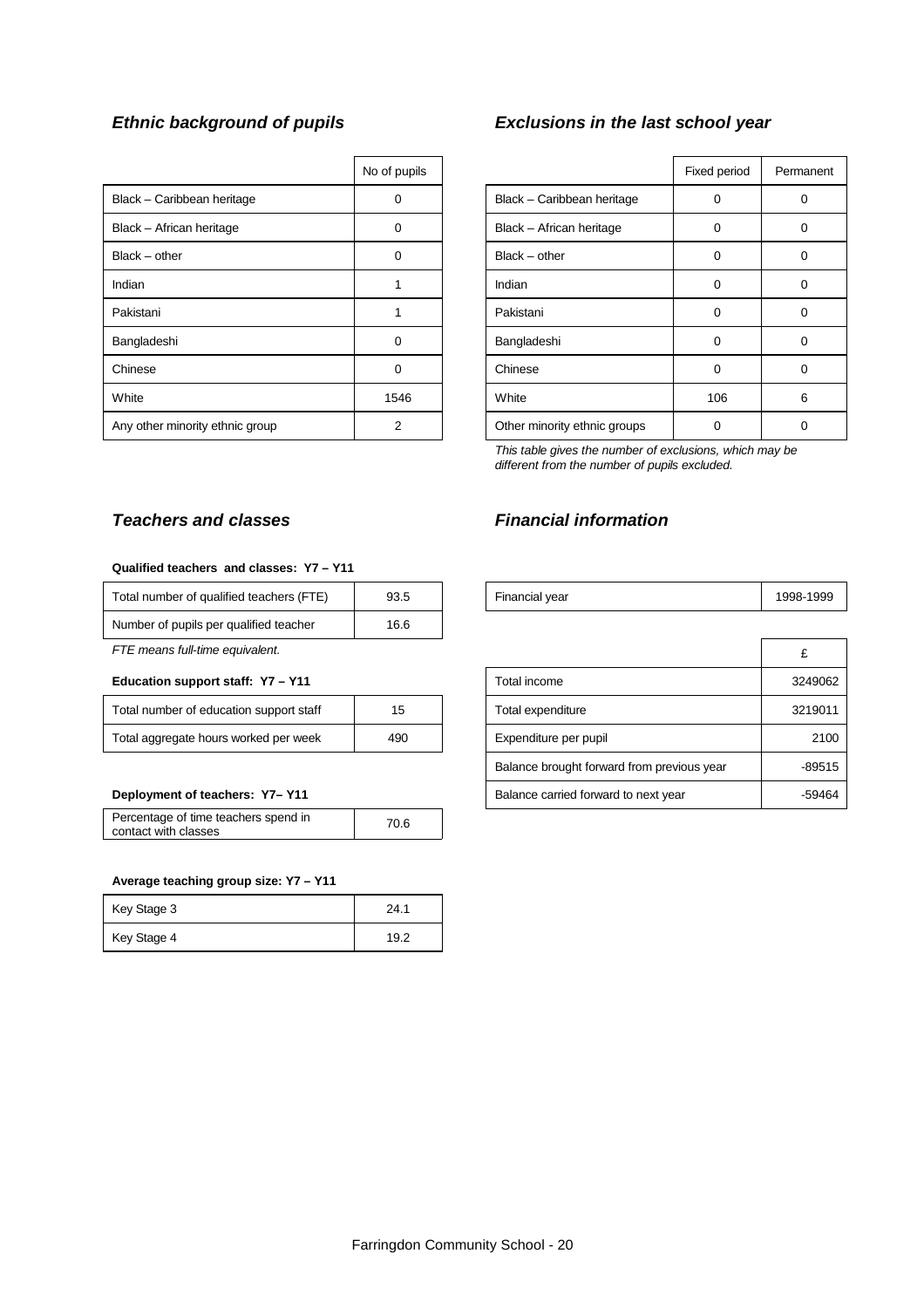### *Ethnic background of pupils*

| | No of pupils |
|---|---|
| Black – Caribbean heritage | 0 |
| Black – African heritage | 0 |
| Black – other | 0 |
| Indian | 1 |
| Pakistani | 1 |
| Bangladeshi | 0 |
| Chinese | 0 |
| White | 1546 |
| Any other minority ethnic group | 2 |

### *Exclusions in the last school year*

| | Fixed period | Permanent |
|---|---|---|
| Black – Caribbean heritage | 0 | 0 |
| Black – African heritage | 0 | 0 |
| Black – other | 0 | 0 |
| Indian | 0 | 0 |
| Pakistani | 0 | 0 |
| Bangladeshi | 0 | 0 |
| Chinese | 0 | 0 |
| White | 106 | 6 |
| Other minority ethnic groups | 0 | 0 |

*This table gives the number of exclusions, which may be different from the number of pupils excluded.*

### *Teachers and classes*

**Qualified teachers and classes: Y7 – Y11**

| | |
|---|---|
| Total number of qualified teachers (FTE) | 93.5 |
| Number of pupils per qualified teacher | 16.6 |

*FTE means full-time equivalent.*

**Education support staff: Y7 – Y11**

| | |
|---|---|
| Total number of education support staff | 15 |
| Total aggregate hours worked per week | 490 |

**Deployment of teachers: Y7– Y11**

| | |
|---|---|
| Percentage of time teachers spend in contact with classes | 70.6 |

**Average teaching group size: Y7 – Y11**

| | |
|---|---|
| Key Stage 3 | 24.1 |
| Key Stage 4 | 19.2 |

### *Financial information*

| | |
|---|---|
| Financial year | 1998-1999 |

| | £ |
|---|---|
| Total income | 3249062 |
| Total expenditure | 3219011 |
| Expenditure per pupil | 2100 |
| Balance brought forward from previous year | -89515 |
| Balance carried forward to next year | -59464 |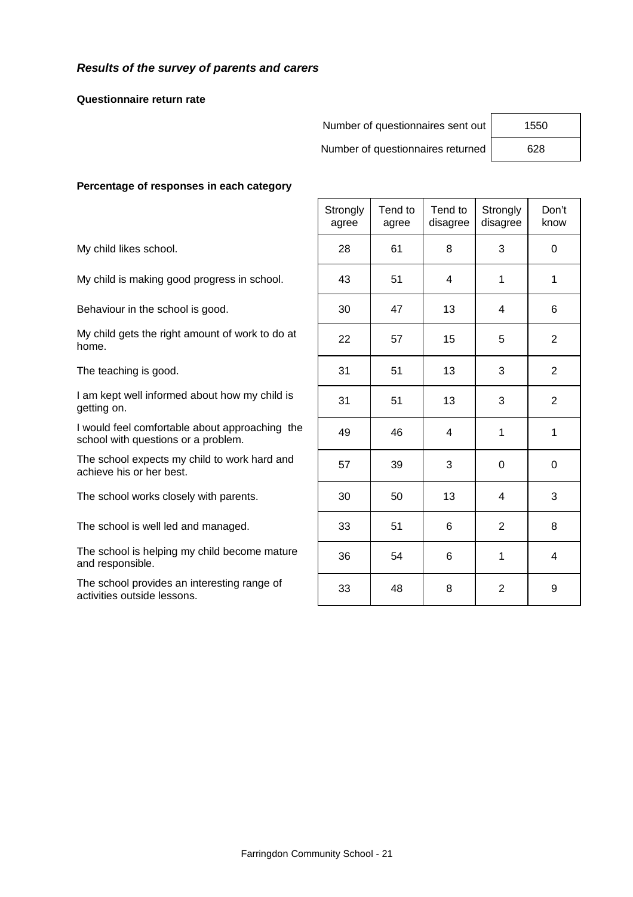### *Results of the survey of parents and carers*

**Questionnaire return rate**

| | |
|---|---|
| Number of questionnaires sent out | 1550 |
| Number of questionnaires returned | 628 |

**Percentage of responses in each category**

| | Strongly agree | Tend to agree | Tend to disagree | Strongly disagree | Don't know |
|---|---|---|---|---|---|
| My child likes school. | 28 | 61 | 8 | 3 | 0 |
| My child is making good progress in school. | 43 | 51 | 4 | 1 | 1 |
| Behaviour in the school is good. | 30 | 47 | 13 | 4 | 6 |
| My child gets the right amount of work to do at home. | 22 | 57 | 15 | 5 | 2 |
| The teaching is good. | 31 | 51 | 13 | 3 | 2 |
| I am kept well informed about how my child is getting on. | 31 | 51 | 13 | 3 | 2 |
| I would feel comfortable about approaching the school with questions or a problem. | 49 | 46 | 4 | 1 | 1 |
| The school expects my child to work hard and achieve his or her best. | 57 | 39 | 3 | 0 | 0 |
| The school works closely with parents. | 30 | 50 | 13 | 4 | 3 |
| The school is well led and managed. | 33 | 51 | 6 | 2 | 8 |
| The school is helping my child become mature and responsible. | 36 | 54 | 6 | 1 | 4 |
| The school provides an interesting range of activities outside lessons. | 33 | 48 | 8 | 2 | 9 |